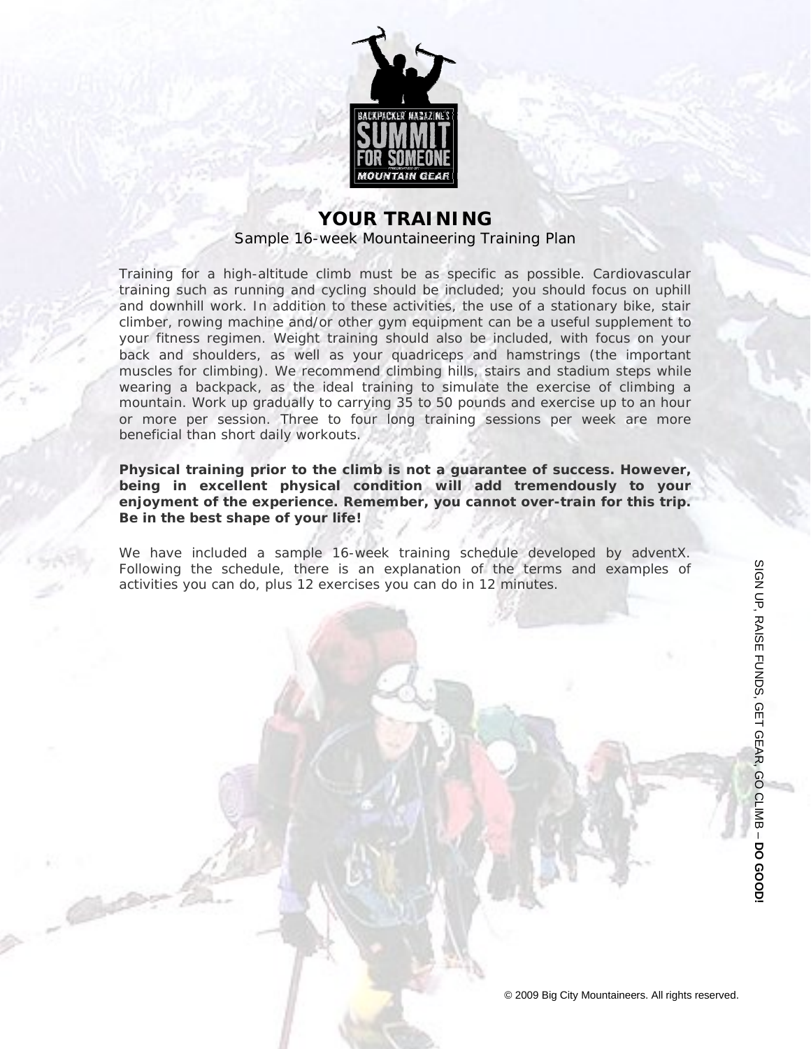# YOUR TRAINING

Sample 16-week Mountaineering Training Plan

Training for a high-altitude climb must be as specific as possible. Cardiovascular training such as running and cycling should be included; you should focus on uphill and downhill work. In addition to these activities, the use of a stationary bike, stair climber, rowing machine and/or other gym equipment can be a useful supplement to your fitness regimen. Weight training should also be included, with focus on your back and shoulders, as well as your quadriceps and hamstrings (the important muscles for climbing). We recommend climbing hills, stairs and stadium steps while wearing a backpack, as the ideal training to simulate the exercise of climbing a mountain. Work up gradually to carrying 35 to 50 pounds and exercise up to an hour or more per session. Three to four long training sessions per week are more beneficial than short daily workouts.

**Physical training prior to the climb is not a guarantee of success. However, being in excellent physical condition will add tremendously to your enjoyment of the experience. Remember, you cannot over-train for this trip. Be in the best shape of your life!**

We have included a sample 16-week training schedule developed by adventX. Following the schedule, there is an explanation of the terms and examples of activities you can do, plus 12 exercises you can do in 12 minutes.

SIGN UP, RAISE FUNDS, GET GEAR, GO CLIMB – **DO GOOD!**

© 2009 Big City Mountaineers. All rights reserved.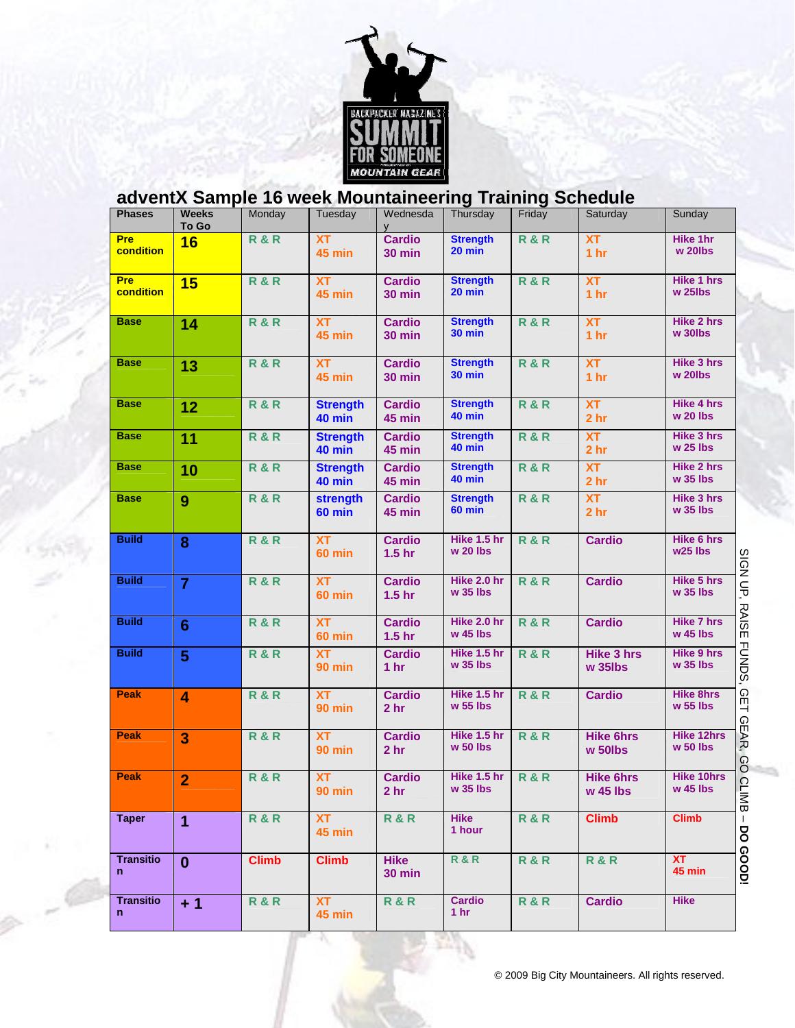# adventX Sample 16 week Mountaineering Training Schedule

| Phases | Weeks To Go | Monday | Tuesday | Wednesday | Thursday | Friday | Saturday | Sunday |
|---|---|---|---|---|---|---|---|---|
| Pre condition | 16 | R & R | XT 45 min | Cardio 30 min | Strength 20 min | R & R | XT 1 hr | Hike 1hr w 20lbs |
| Pre condition | 15 | R & R | XT 45 min | Cardio 30 min | Strength 20 min | R & R | XT 1 hr | Hike 1 hrs w 25lbs |
| Base | 14 | R & R | XT 45 min | Cardio 30 min | Strength 30 min | R & R | XT 1 hr | Hike 2 hrs w 30lbs |
| Base | 13 | R & R | XT 45 min | Cardio 30 min | Strength 30 min | R & R | XT 1 hr | Hike 3 hrs w 20lbs |
| Base | 12 | R & R | Strength 40 min | Cardio 45 min | Strength 40 min | R & R | XT 2 hr | Hike 4 hrs w 20 lbs |
| Base | 11 | R & R | Strength 40 min | Cardio 45 min | Strength 40 min | R & R | XT 2 hr | Hike 3 hrs w 25 lbs |
| Base | 10 | R & R | Strength 40 min | Cardio 45 min | Strength 40 min | R & R | XT 2 hr | Hike 2 hrs w 35 lbs |
| Base | 9 | R & R | strength 60 min | Cardio 45 min | Strength 60 min | R & R | XT 2 hr | Hike 3 hrs w 35 lbs |
| Build | 8 | R & R | XT 60 min | Cardio 1.5 hr | Hike 1.5 hr w 20 lbs | R & R | Cardio | Hike 6 hrs w25 lbs |
| Build | 7 | R & R | XT 60 min | Cardio 1.5 hr | Hike 2.0 hr w 35 lbs | R & R | Cardio | Hike 5 hrs w 35 lbs |
| Build | 6 | R & R | XT 60 min | Cardio 1.5 hr | Hike 2.0 hr w 45 lbs | R & R | Cardio | Hike 7 hrs w 45 lbs |
| Build | 5 | R & R | XT 90 min | Cardio 1 hr | Hike 1.5 hr w 35 lbs | R & R | Hike 3 hrs w 35lbs | Hike 9 hrs w 35 lbs |
| Peak | 4 | R & R | XT 90 min | Cardio 2 hr | Hike 1.5 hr w 55 lbs | R & R | Cardio | Hike 8hrs w 55 lbs |
| Peak | 3 | R & R | XT 90 min | Cardio 2 hr | Hike 1.5 hr w 50 lbs | R & R | Hike 6hrs w 50lbs | Hike 12hrs w 50 lbs |
| Peak | 2 | R & R | XT 90 min | Cardio 2 hr | Hike 1.5 hr w 35 lbs | R & R | Hike 6hrs w 45 lbs | Hike 10hrs w 45 lbs |
| Taper | 1 | R & R | XT 45 min | R & R | Hike 1 hour | R & R | Climb | Climb |
| Transition | 0 | Climb | Climb | Hike 30 min | R & R | R & R | R & R | XT 45 min |
| Transition | + 1 | R & R | XT 45 min | R & R | Cardio 1 hr | R & R | Cardio | Hike |

SIGN UP, RAISE FUNDS, GET GEAR, GO CLIMB – **DO GOOD!**

© 2009 Big City Mountaineers. All rights reserved.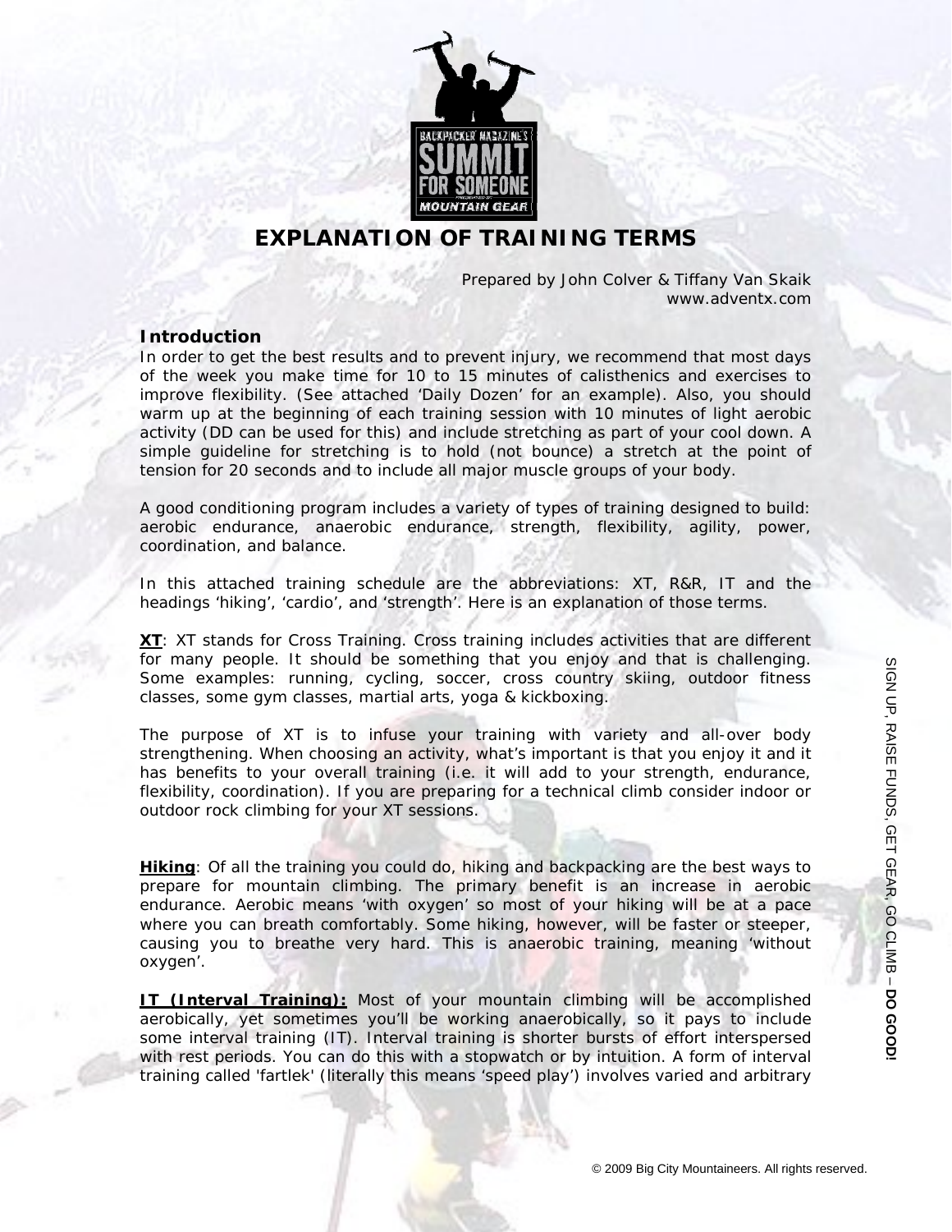# EXPLANATION OF TRAINING TERMS

Prepared by John Colver & Tiffany Van Skaik
www.adventx.com

### Introduction

In order to get the best results and to prevent injury, we recommend that most days of the week you make time for 10 to 15 minutes of calisthenics and exercises to improve flexibility. (See attached 'Daily Dozen' for an example). Also, you should warm up at the beginning of each training session with 10 minutes of light aerobic activity (DD can be used for this) and include stretching as part of your cool down. A simple guideline for stretching is to hold (not bounce) a stretch at the point of tension for 20 seconds and to include all major muscle groups of your body.

A good conditioning program includes a variety of types of training designed to build: aerobic endurance, anaerobic endurance, strength, flexibility, agility, power, coordination, and balance.

In this attached training schedule are the abbreviations: XT, R&R, IT and the headings 'hiking', 'cardio', and 'strength'. Here is an explanation of those terms.

**XT**: XT stands for Cross Training. Cross training includes activities that are different for many people. It should be something that you enjoy and that is challenging. Some examples: running, cycling, soccer, cross country skiing, outdoor fitness classes, some gym classes, martial arts, yoga & kickboxing.

The purpose of XT is to infuse your training with variety and all-over body strengthening. When choosing an activity, what's important is that you enjoy it and it has benefits to your overall training (i.e. it will add to your strength, endurance, flexibility, coordination). If you are preparing for a technical climb consider indoor or outdoor rock climbing for your XT sessions.

**Hiking**: Of all the training you could do, hiking and backpacking are the best ways to prepare for mountain climbing. The primary benefit is an increase in aerobic endurance. Aerobic means 'with oxygen' so most of your hiking will be at a pace where you can breath comfortably. Some hiking, however, will be faster or steeper, causing you to breathe very hard. This is anaerobic training, meaning 'without oxygen'.

**IT (Interval Training):** Most of your mountain climbing will be accomplished aerobically, yet sometimes you'll be working anaerobically, so it pays to include some interval training (IT). Interval training is shorter bursts of effort interspersed with rest periods. You can do this with a stopwatch or by intuition. A form of interval training called 'fartlek' (literally this means 'speed play') involves varied and arbitrary

SIGN UP, RAISE FUNDS, GET GEAR, GO CLIMB – **DO GOOD!**

© 2009 Big City Mountaineers. All rights reserved.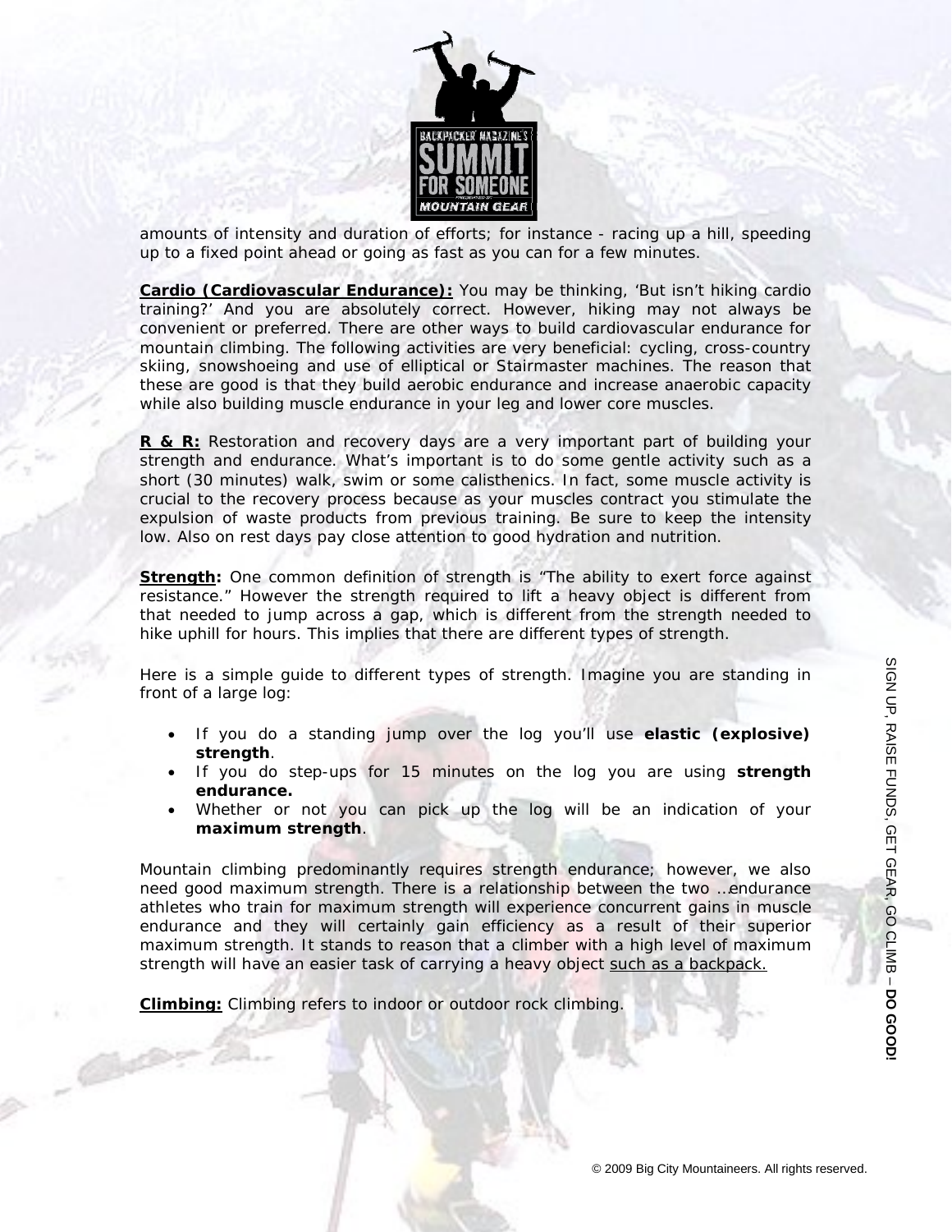amounts of intensity and duration of efforts; for instance - racing up a hill, speeding up to a fixed point ahead or going as fast as you can for a few minutes.

**Cardio (Cardiovascular Endurance):** You may be thinking, 'But isn't hiking cardio training?' And you are absolutely correct. However, hiking may not always be convenient or preferred. There are other ways to build cardiovascular endurance for mountain climbing. The following activities are very beneficial: cycling, cross-country skiing, snowshoeing and use of elliptical or Stairmaster machines. The reason that these are good is that they build aerobic endurance and increase anaerobic capacity while also building muscle endurance in your leg and lower core muscles.

**R & R:** Restoration and recovery days are a very important part of building your strength and endurance. What's important is to do some gentle activity such as a short (30 minutes) walk, swim or some calisthenics. In fact, some muscle activity is crucial to the recovery process because as your muscles contract you stimulate the expulsion of waste products from previous training. Be sure to keep the intensity low. Also on rest days pay close attention to good hydration and nutrition.

**Strength:** One common definition of strength is "The ability to exert force against resistance." However the strength required to lift a heavy object is different from that needed to jump across a gap, which is different from the strength needed to hike uphill for hours. This implies that there are different types of strength.

Here is a simple guide to different types of strength. Imagine you are standing in front of a large log:

- If you do a standing jump over the log you'll use **elastic (explosive) strength**.
- If you do step-ups for 15 minutes on the log you are using **strength endurance.**
- Whether or not you can pick up the log will be an indication of your **maximum strength**.

Mountain climbing predominantly requires strength endurance; however, we also need good maximum strength. There is a relationship between the two …endurance athletes who train for maximum strength will experience concurrent gains in muscle endurance and they will certainly gain efficiency as a result of their superior maximum strength. It stands to reason that a climber with a high level of maximum strength will have an easier task of carrying a heavy object such as a backpack.

**Climbing:** Climbing refers to indoor or outdoor rock climbing.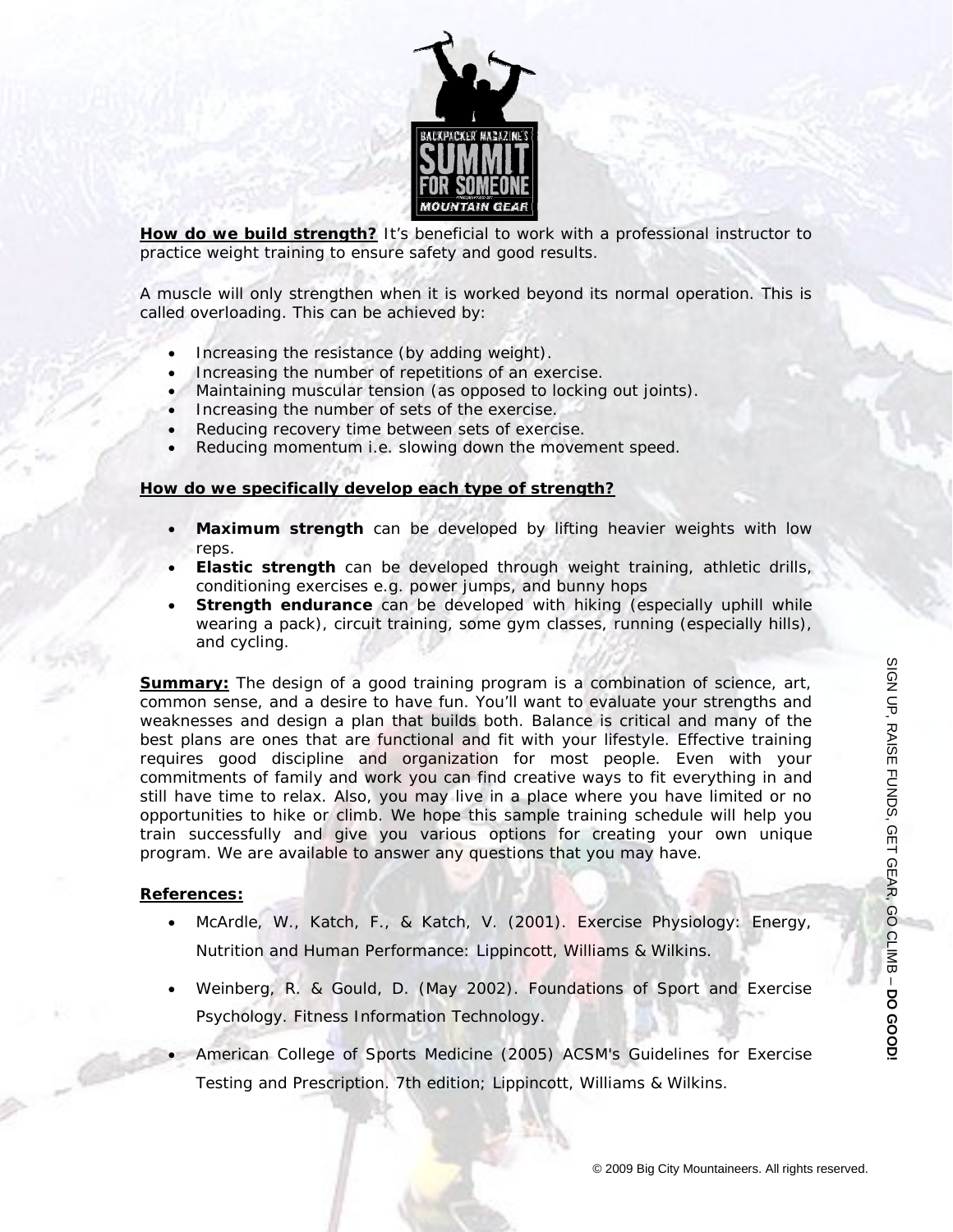**How do we build strength?** It's beneficial to work with a professional instructor to practice weight training to ensure safety and good results.

A muscle will only strengthen when it is worked beyond its normal operation. This is called overloading. This can be achieved by:

- Increasing the resistance (by adding weight).
- Increasing the number of repetitions of an exercise.
- Maintaining muscular tension (as opposed to locking out joints).
- Increasing the number of sets of the exercise.
- Reducing recovery time between sets of exercise.
- Reducing momentum i.e. slowing down the movement speed.

**How do we specifically develop each type of strength?**

- **Maximum strength** can be developed by lifting heavier weights with low reps.
- **Elastic strength** can be developed through weight training, athletic drills, conditioning exercises e.g. power jumps, and bunny hops
- **Strength endurance** can be developed with hiking (especially uphill while wearing a pack), circuit training, some gym classes, running (especially hills), and cycling.

**Summary:** The design of a good training program is a combination of science, art, common sense, and a desire to have fun. You'll want to evaluate your strengths and weaknesses and design a plan that builds both. Balance is critical and many of the best plans are ones that are functional and fit with your lifestyle. Effective training requires good discipline and organization for most people. Even with your commitments of family and work you can find creative ways to fit everything in and still have time to relax. Also, you may live in a place where you have limited or no opportunities to hike or climb. We hope this sample training schedule will help you train successfully and give you various options for creating your own unique program. We are available to answer any questions that you may have.

**References:**

- McArdle, W., Katch, F., & Katch, V. (2001). Exercise Physiology: Energy, Nutrition and Human Performance: Lippincott, Williams & Wilkins.
- Weinberg, R. & Gould, D. (May 2002). Foundations of Sport and Exercise Psychology. Fitness Information Technology.
- American College of Sports Medicine (2005) ACSM's Guidelines for Exercise Testing and Prescription. 7th edition; Lippincott, Williams & Wilkins.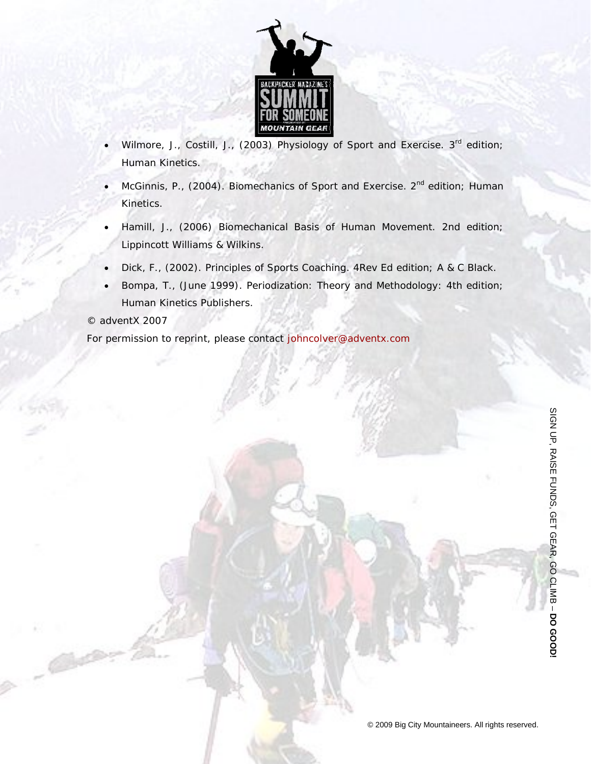- Wilmore, J., Costill, J., (2003) Physiology of Sport and Exercise. 3rd edition; Human Kinetics.
- McGinnis, P., (2004). Biomechanics of Sport and Exercise. 2nd edition; Human Kinetics.
- Hamill, J., (2006) Biomechanical Basis of Human Movement. 2nd edition; Lippincott Williams & Wilkins.
- Dick, F., (2002). Principles of Sports Coaching. 4Rev Ed edition; A & C Black.
- Bompa, T., (June 1999). Periodization: Theory and Methodology: 4th edition; Human Kinetics Publishers.

© adventX 2007

For permission to reprint, please contact johncolver@adventx.com

SIGN UP, RAISE FUNDS, GET GEAR, GO CLIMB – **DO GOOD!**

© 2009 Big City Mountaineers. All rights reserved.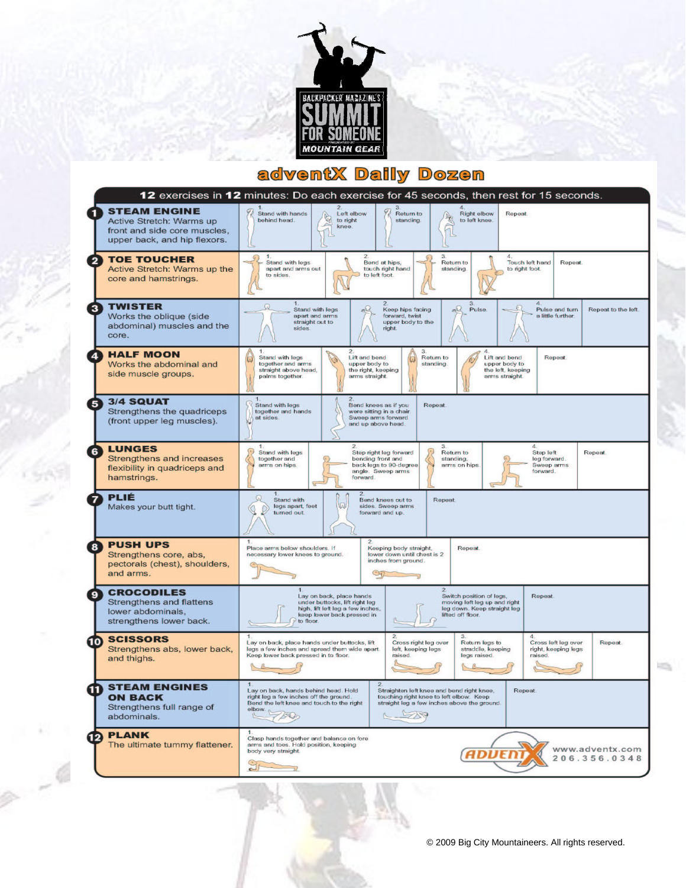BACKPACKER MAGAZINE'S SUMMIT FOR SOMEONE MOUNTAIN GEAR

# adventX Daily Dozen

**12** exercises in **12** minutes: Do each exercise for 45 seconds, then rest for 15 seconds.

| Exercise | Step 1 | Step 2 | Step 3 | Step 4 | Step 5 |
|---|---|---|---|---|---|
| **1 STEAM ENGINE** Active Stretch: Warms up front and side core muscles, upper back, and hip flexors. | 1. Stand with hands behind head. | 2. Left elbow to right knee. | 3. Return to standing. | 4. Right elbow to left knee. | Repeat. |
| **2 TOE TOUCHER** Active Stretch: Warms up the core and hamstrings. | 1. Stand with legs apart and arms out to sides. | 2. Bend at hips, touch right hand to left foot. | 3. Return to standing. | 4. Touch left hand to right foot. | Repeat. |
| **3 TWISTER** Works the oblique (side abdominal) muscles and the core. | 1. Stand with legs apart and arms straight out to sides. | 2. Keep hips facing forward, twist upper body to the right. | 3. Pulse. | 4. Pulse and turn a little further. | Repeat to the left. |
| **4 HALF MOON** Works the abdominal and side muscle groups. | 1. Stand with legs together and arms straight above head, palms together. | 2. Lift and bend upper body to the right, keeping arms straight. | 3. Return to standing. | 4. Lift and bend upper body to the left, keeping arms straight. | Repeat. |
| **5 3/4 SQUAT** Strengthens the quadriceps (front upper leg muscles). | 1. Stand with legs together and hands at sides. | 2. Bend knees as if you were sitting in a chair. Sweep arms forward and up above head. | Repeat. | | |
| **6 LUNGES** Strengthens and increases flexibility in quadriceps and hamstrings. | 1. Stand with legs together and arms on hips. | 2. Step right leg forward bending front and back legs to 90-degree angle. Sweep arms forward. | 3. Return to standing, arms on hips. | 4. Step left leg forward. Sweep arms forward. | Repeat. |
| **7 PLIÉ** Makes your butt tight. | 1. Stand with legs apart, feet turned out. | 2. Bend knees out to sides. Sweep arms forward and up. | Repeat. | | |
| **8 PUSH UPS** Strengthens core, abs, pectorals (chest), shoulders, and arms. | 1. Place arms below shoulders. If necessary lower knees to ground. | 2. Keeping body straight, lower down until chest is 2 inches from ground. | Repeat. | | |
| **9 CROCODILES** Strengthens and flattens lower abdominals, strengthens lower back. | 1. Lay on back, place hands under buttocks, lift right leg high, lift left leg a few inches, keep lower back pressed in to floor. | 2. Switch position of legs, moving left leg up and right leg down. Keep straight leg lifted off floor. | Repeat. | | |
| **10 SCISSORS** Strengthens abs, lower back, and thighs. | 1. Lay on back, place hands under buttocks, lift legs a few inches off the floor and spread them wide apart. Keep lower back pressed in to floor. | 2. Cross right leg over left, keeping legs raised. | 3. Return legs to straddle, keeping legs raised. | 4. Cross left leg over right, keeping legs raised. | Repeat. |
| **11 STEAM ENGINES ON BACK** Strengthens full range of abdominals. | 1. Lay on back, hands behind head. Hold right leg a few inches off the ground. Bend the left knee and touch to the right elbow. | 2. Straighten left knee and bend right knee, touching right knee to left elbow. Keep straight leg a few inches above the ground. | Repeat. | | |
| **12 PLANK** The ultimate tummy flattener. | 1. Clasp hands together and balance on fore arms and toes. Hold position, keeping body very straight. | | | | |

ADVENTX
www.adventx.com
206.356.0348

© 2009 Big City Mountaineers. All rights reserved.